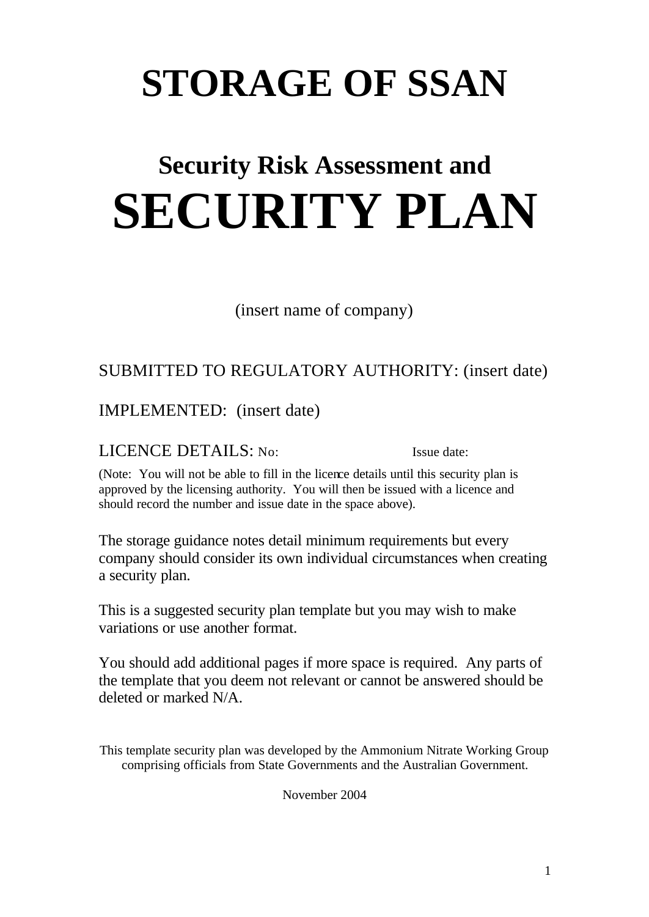# STORAGE OF SSAN

## Security Risk Assessment and

# SECURITY PLAN

(insert name of company)

SUBMITTED TO REGULATORY AUTHORITY: (insert date)

IMPLEMENTED: (insert date)

LICENCE DETAILS: No: Issue date:

(Note: You will not be able to fill in the licence details until this security plan is approved by the licensing authority. You will then be issued with a licence and should record the number and issue date in the space above).

The storage guidance notes detail minimum requirements but every company should consider its own individual circumstances when creating a security plan.

This is a suggested security plan template but you may wish to make variations or use another format.

You should add additional pages if more space is required. Any parts of the template that you deem not relevant or cannot be answered should be deleted or marked N/A.

This template security plan was developed by the Ammonium Nitrate Working Group comprising officials from State Governments and the Australian Government.

November 2004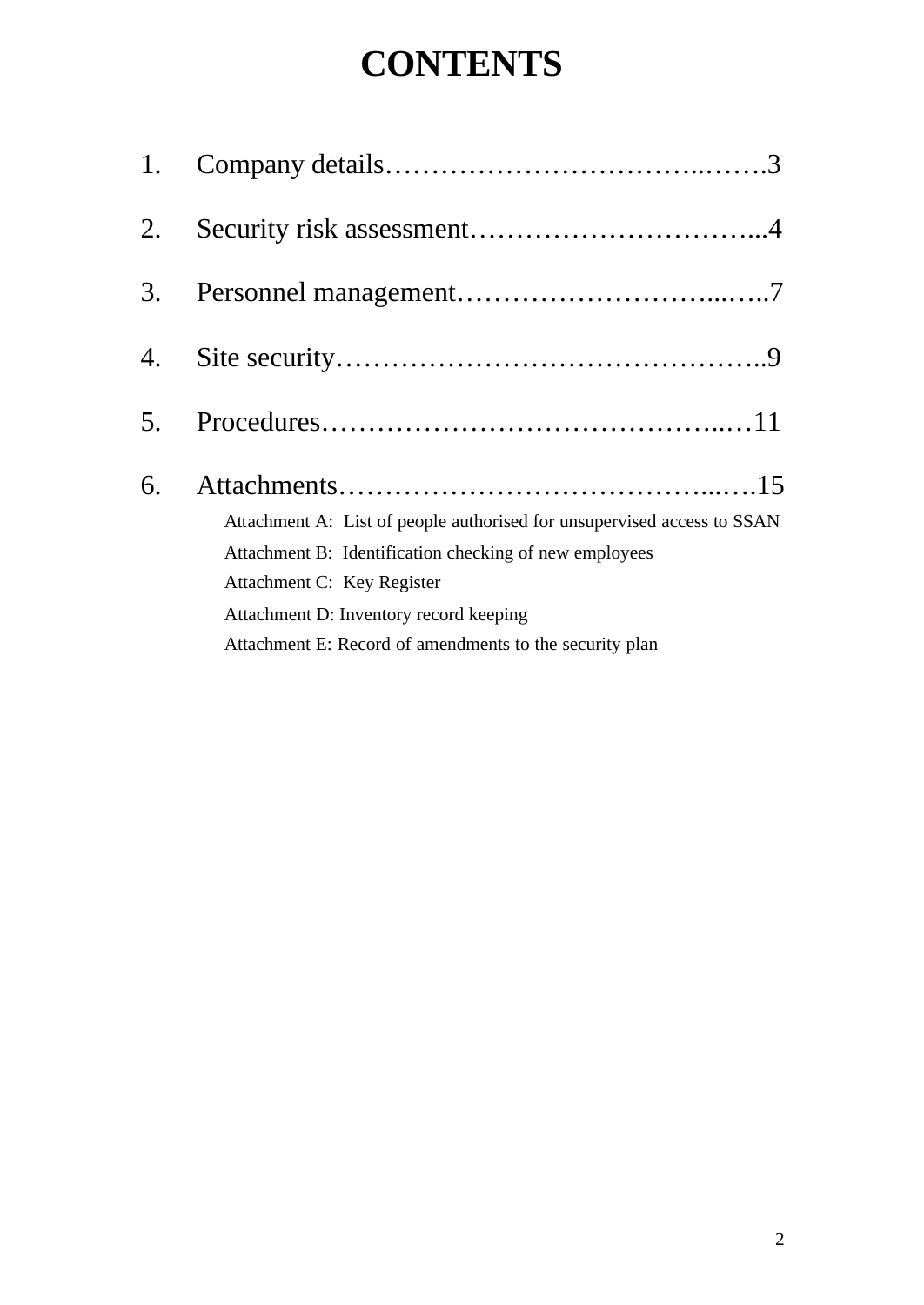# CONTENTS

1. Company details……………………………..…….3
2. Security risk assessment…………………………...4
3. Personnel management………………………...…..7
4. Site security………………………………………..9
5. Procedures……………………………………..…11
6. Attachments…………………………………...….15
   - Attachment A: List of people authorised for unsupervised access to SSAN
   - Attachment B: Identification checking of new employees
   - Attachment C: Key Register
   - Attachment D: Inventory record keeping
   - Attachment E: Record of amendments to the security plan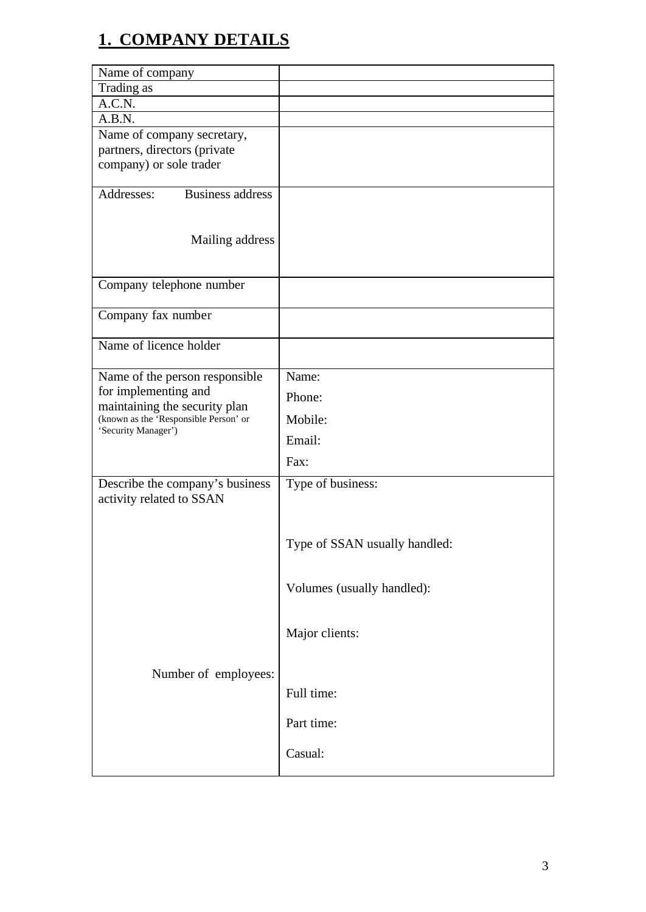# 1. COMPANY DETAILS

| Name of company | |
|---|---|
| Trading as | |
| A.C.N. | |
| A.B.N. | |
| Name of company secretary, partners, directors (private company) or sole trader | |
| Addresses: Business address<br><br>Mailing address | |
| Company telephone number | |
| Company fax number | |
| Name of licence holder | |
| Name of the person responsible for implementing and maintaining the security plan (known as the 'Responsible Person' or 'Security Manager') | Name:<br>Phone:<br>Mobile:<br>Email:<br>Fax: |
| Describe the company's business activity related to SSAN<br><br>Number of employees: | Type of business:<br><br>Type of SSAN usually handled:<br><br>Volumes (usually handled):<br><br>Major clients:<br><br>Full time:<br>Part time:<br>Casual: |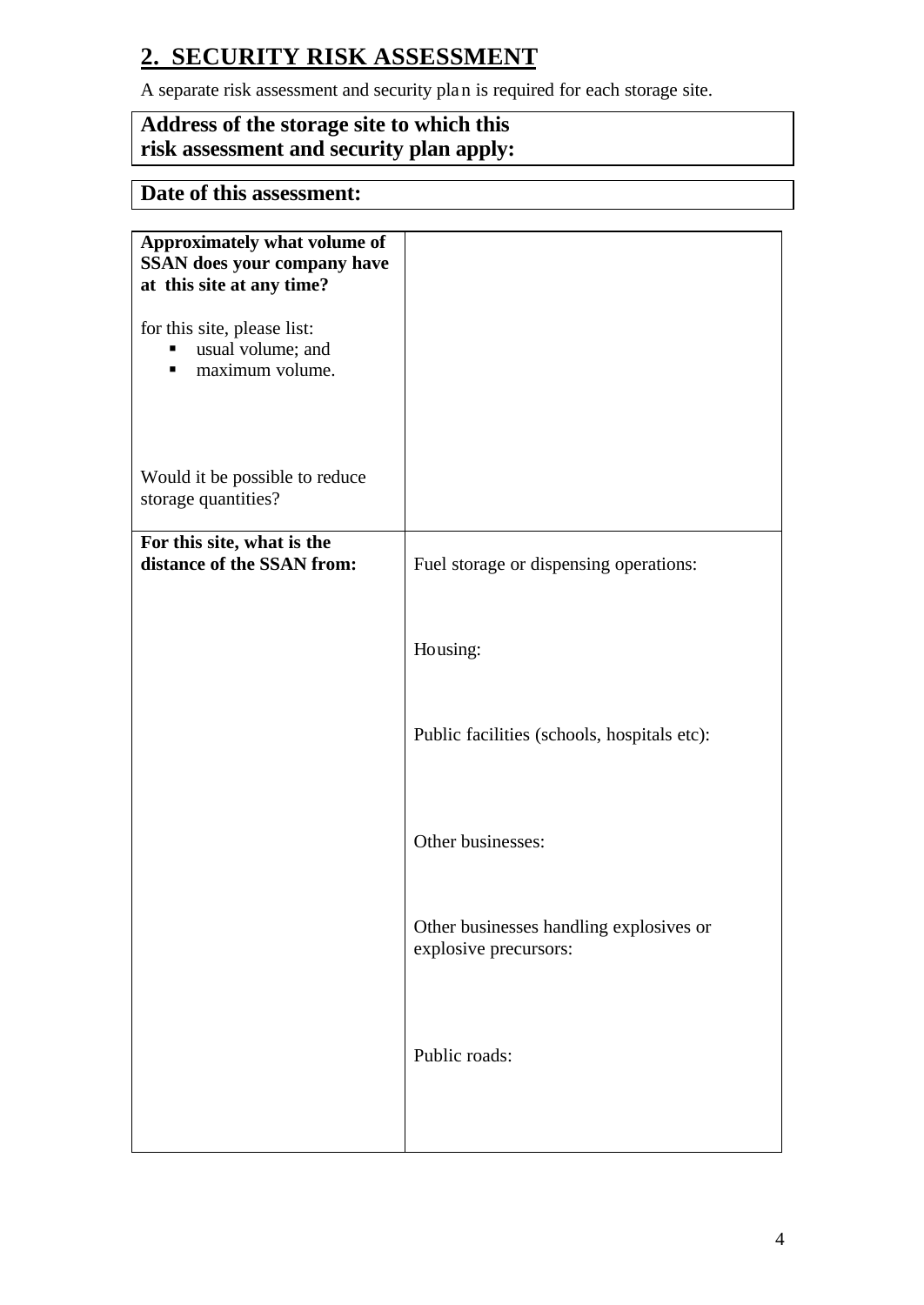## 2. SECURITY RISK ASSESSMENT

A separate risk assessment and security plan is required for each storage site.

| **Address of the storage site to which this risk assessment and security plan apply:** |
|---|

| **Date of this assessment:** |
|---|

| | |
|---|---|
| **Approximately what volume of SSAN does your company have at this site at any time?**<br><br>for this site, please list:<br>- usual volume; and<br>- maximum volume.<br><br>Would it be possible to reduce storage quantities? | |
| **For this site, what is the distance of the SSAN from:** | Fuel storage or dispensing operations:<br><br>Housing:<br><br>Public facilities (schools, hospitals etc):<br><br>Other businesses:<br><br>Other businesses handling explosives or explosive precursors:<br><br>Public roads: |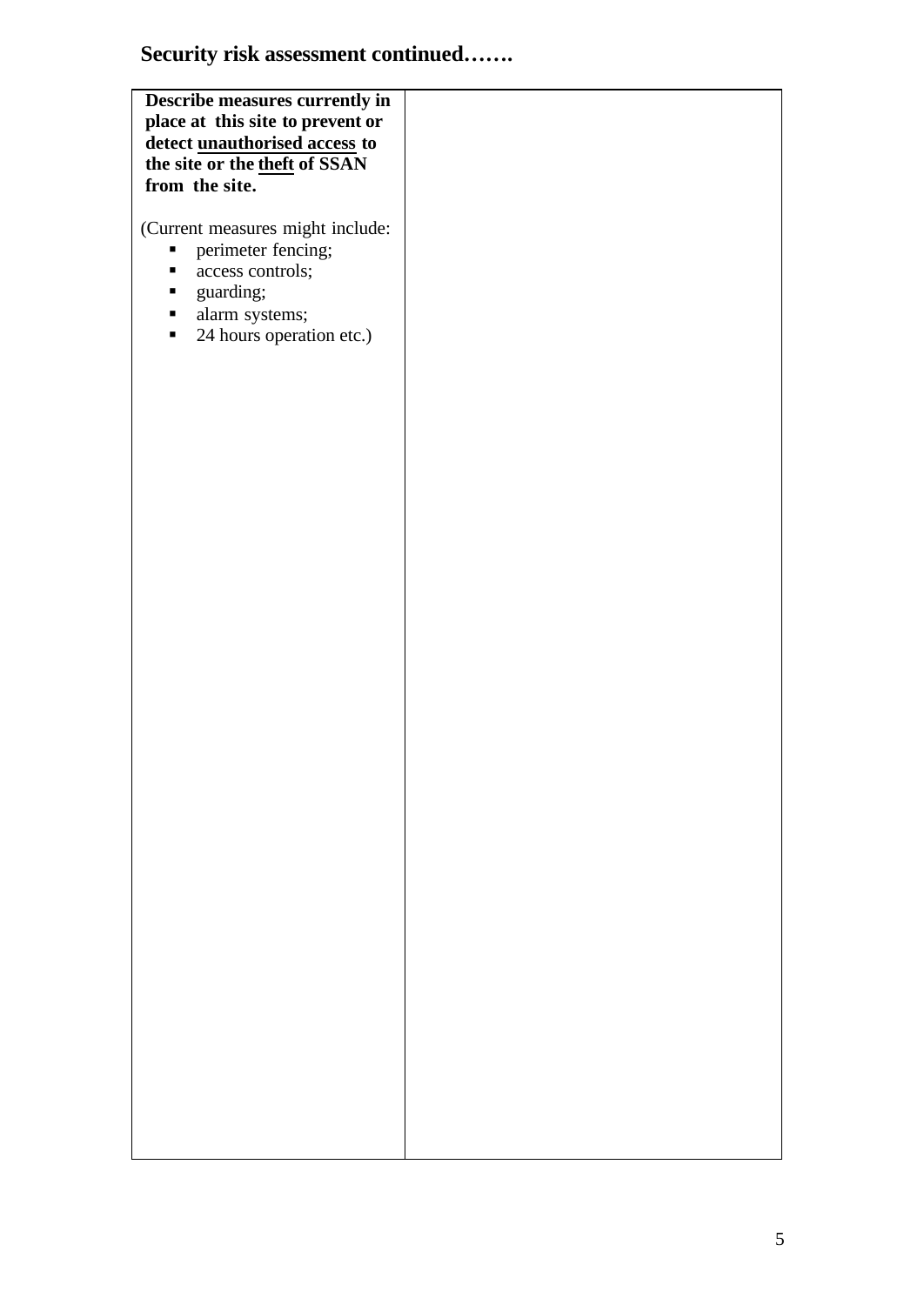## Security risk assessment continued…….

| **Describe measures currently in place at this site to prevent or detect <u>unauthorised access</u> to the site or the <u>theft</u> of SSAN from the site.**<br><br>(Current measures might include:<br>▪ perimeter fencing;<br>▪ access controls;<br>▪ guarding;<br>▪ alarm systems;<br>▪ 24 hours operation etc.) | |
|---|---|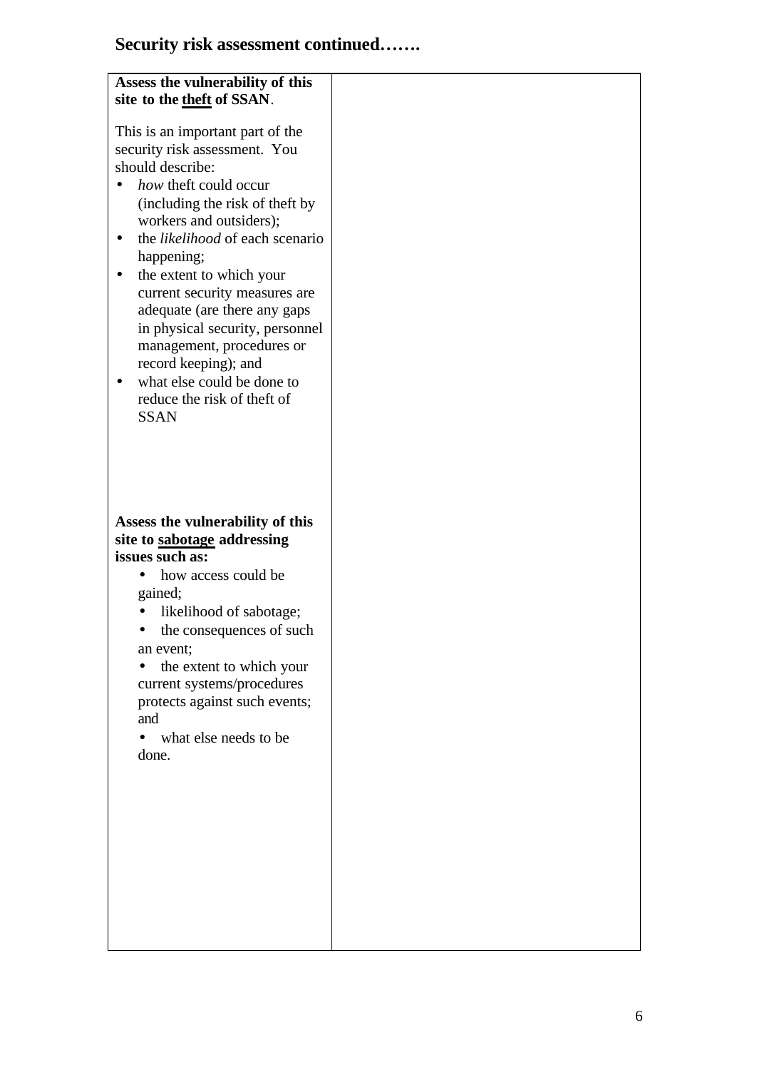## Security risk assessment continued…….

| | |
|---|---|
| **Assess the vulnerability of this site to the <u>theft</u> of SSAN**.<br><br>This is an important part of the security risk assessment. You should describe:<br>• *how* theft could occur (including the risk of theft by workers and outsiders);<br>• the *likelihood* of each scenario happening;<br>• the extent to which your current security measures are adequate (are there any gaps in physical security, personnel management, procedures or record keeping); and<br>• what else could be done to reduce the risk of theft of SSAN | |
| **Assess the vulnerability of this site to <u>sabotage</u> addressing issues such as:**<br>• how access could be gained;<br>• likelihood of sabotage;<br>• the consequences of such an event;<br>• the extent to which your current systems/procedures protects against such events; and<br>• what else needs to be done. | |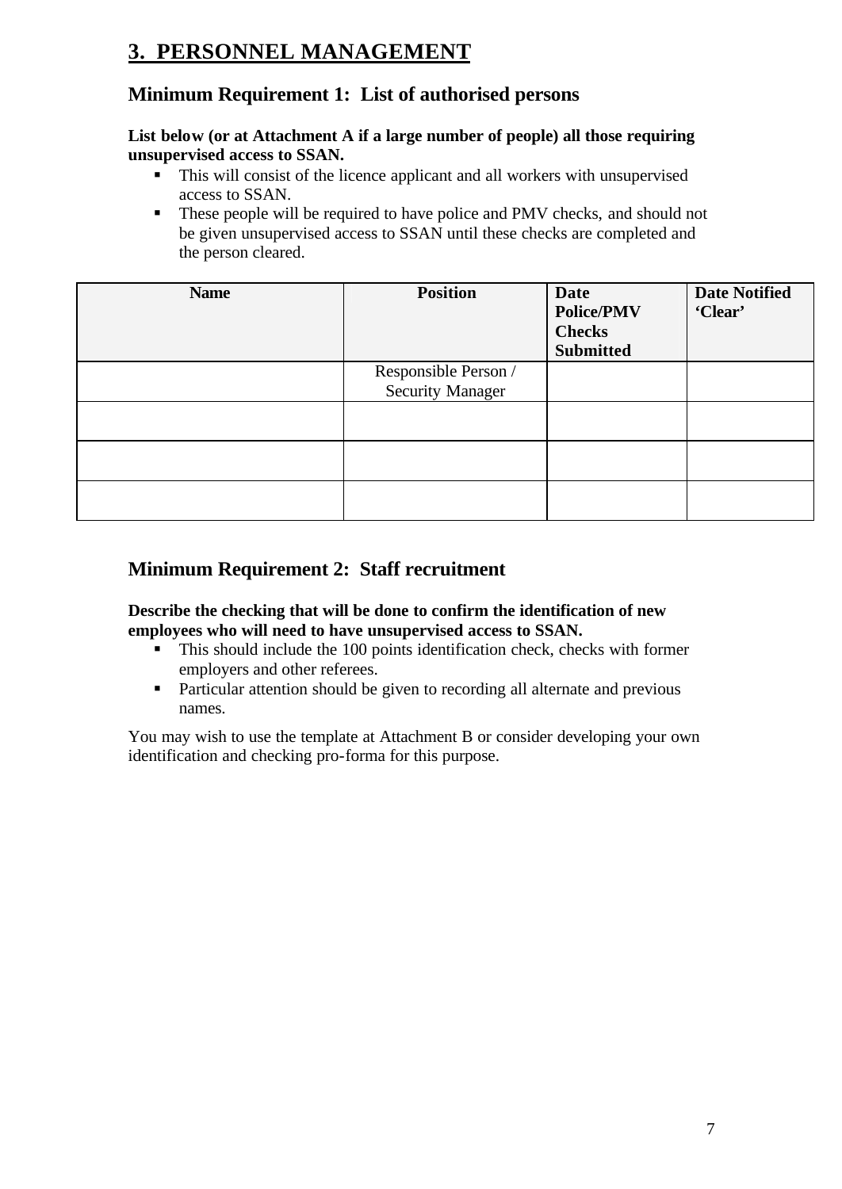# 3. PERSONNEL MANAGEMENT

## Minimum Requirement 1: List of authorised persons

**List below (or at Attachment A if a large number of people) all those requiring unsupervised access to SSAN.**

- This will consist of the licence applicant and all workers with unsupervised access to SSAN.
- These people will be required to have police and PMV checks, and should not be given unsupervised access to SSAN until these checks are completed and the person cleared.

| Name | Position | Date Police/PMV Checks Submitted | Date Notified 'Clear' |
|---|---|---|---|
| | Responsible Person / Security Manager | | |
| | | | |
| | | | |
| | | | |

## Minimum Requirement 2: Staff recruitment

**Describe the checking that will be done to confirm the identification of new employees who will need to have unsupervised access to SSAN.**

- This should include the 100 points identification check, checks with former employers and other referees.
- Particular attention should be given to recording all alternate and previous names.

You may wish to use the template at Attachment B or consider developing your own identification and checking pro-forma for this purpose.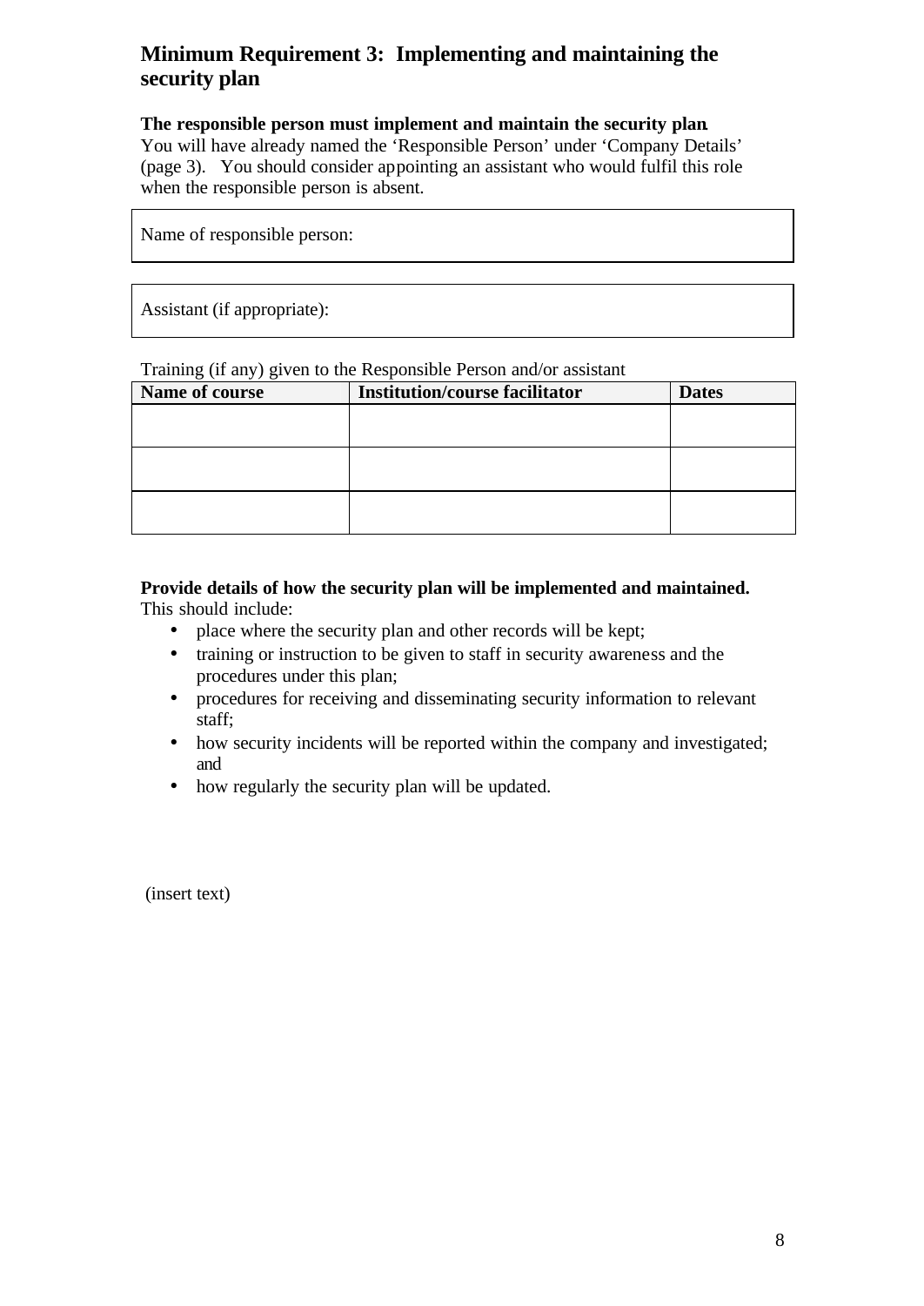## Minimum Requirement 3: Implementing and maintaining the security plan

**The responsible person must implement and maintain the security plan.**
You will have already named the 'Responsible Person' under 'Company Details' (page 3). You should consider appointing an assistant who would fulfil this role when the responsible person is absent.

| Name of responsible person: |
|---|

| Assistant (if appropriate): |
|---|

Training (if any) given to the Responsible Person and/or assistant

| Name of course | Institution/course facilitator | Dates |
|---|---|---|
| | | |
| | | |
| | | |

**Provide details of how the security plan will be implemented and maintained.**
This should include:

- place where the security plan and other records will be kept;
- training or instruction to be given to staff in security awareness and the procedures under this plan;
- procedures for receiving and disseminating security information to relevant staff;
- how security incidents will be reported within the company and investigated; and
- how regularly the security plan will be updated.

(insert text)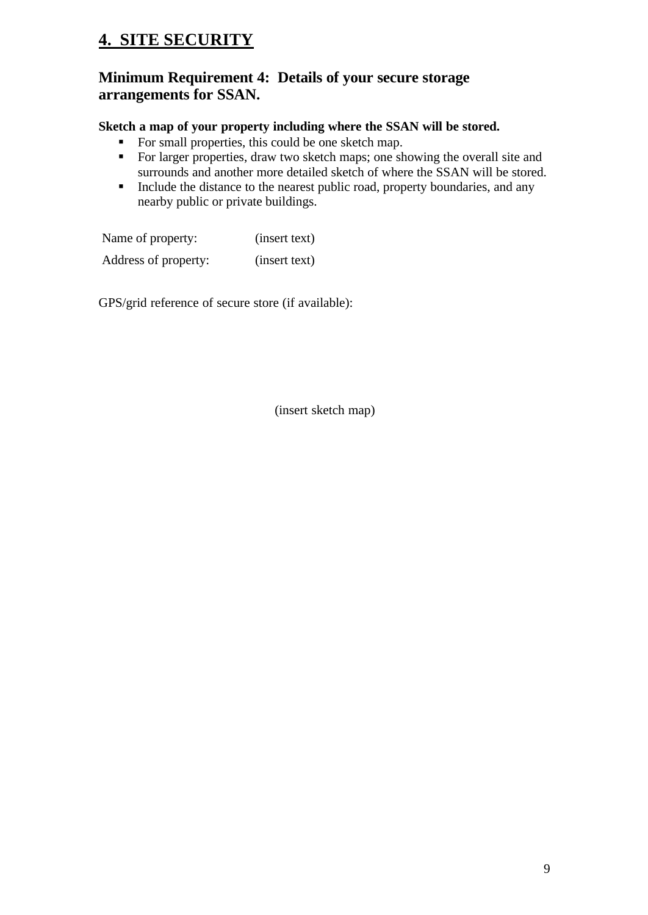# 4. SITE SECURITY

## Minimum Requirement 4: Details of your secure storage arrangements for SSAN.

**Sketch a map of your property including where the SSAN will be stored.**

- For small properties, this could be one sketch map.
- For larger properties, draw two sketch maps; one showing the overall site and surrounds and another more detailed sketch of where the SSAN will be stored.
- Include the distance to the nearest public road, property boundaries, and any nearby public or private buildings.

| | |
|---|---|
| Name of property: | (insert text) |
| Address of property: | (insert text) |

GPS/grid reference of secure store (if available):

(insert sketch map)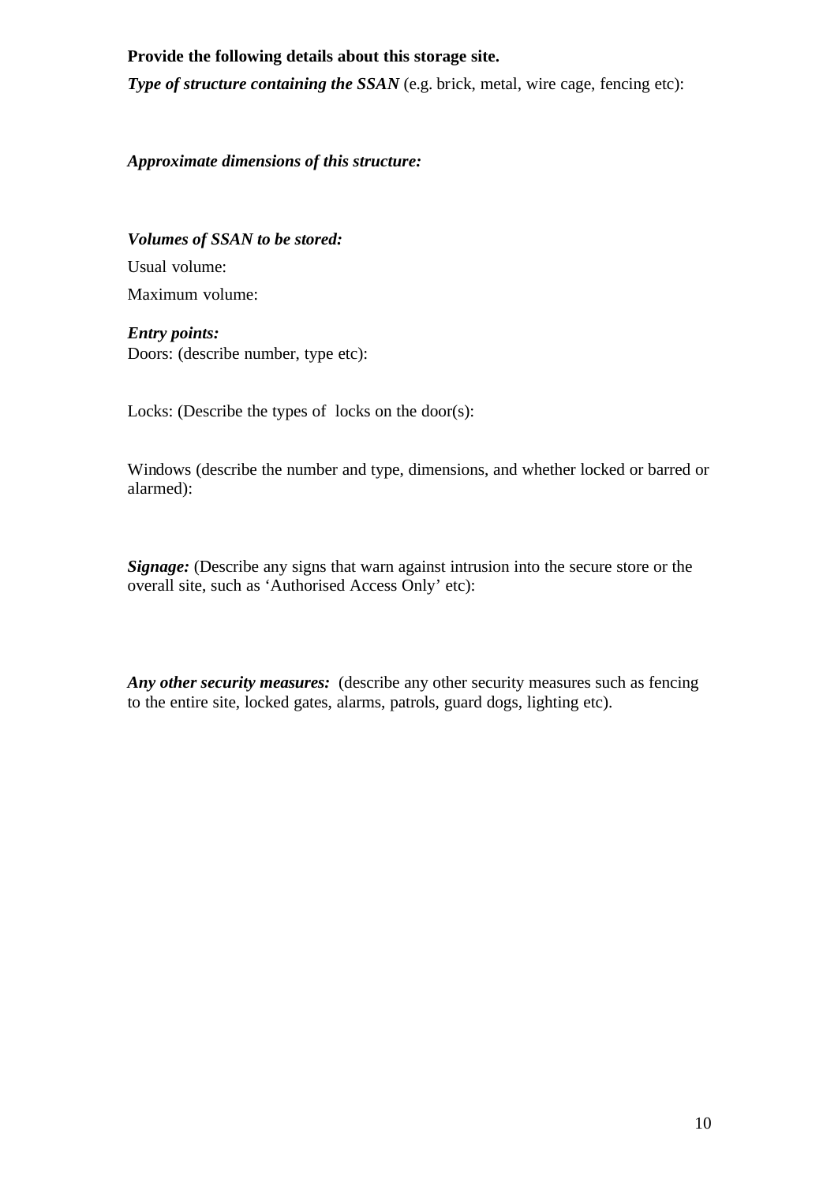**Provide the following details about this storage site.**

***Type of structure containing the SSAN*** (e.g. brick, metal, wire cage, fencing etc):

***Approximate dimensions of this structure:***

***Volumes of SSAN to be stored:***

Usual volume:

Maximum volume:

***Entry points:***

Doors: (describe number, type etc):

Locks: (Describe the types of locks on the door(s):

Windows (describe the number and type, dimensions, and whether locked or barred or alarmed):

***Signage:*** (Describe any signs that warn against intrusion into the secure store or the overall site, such as 'Authorised Access Only' etc):

***Any other security measures:*** (describe any other security measures such as fencing to the entire site, locked gates, alarms, patrols, guard dogs, lighting etc).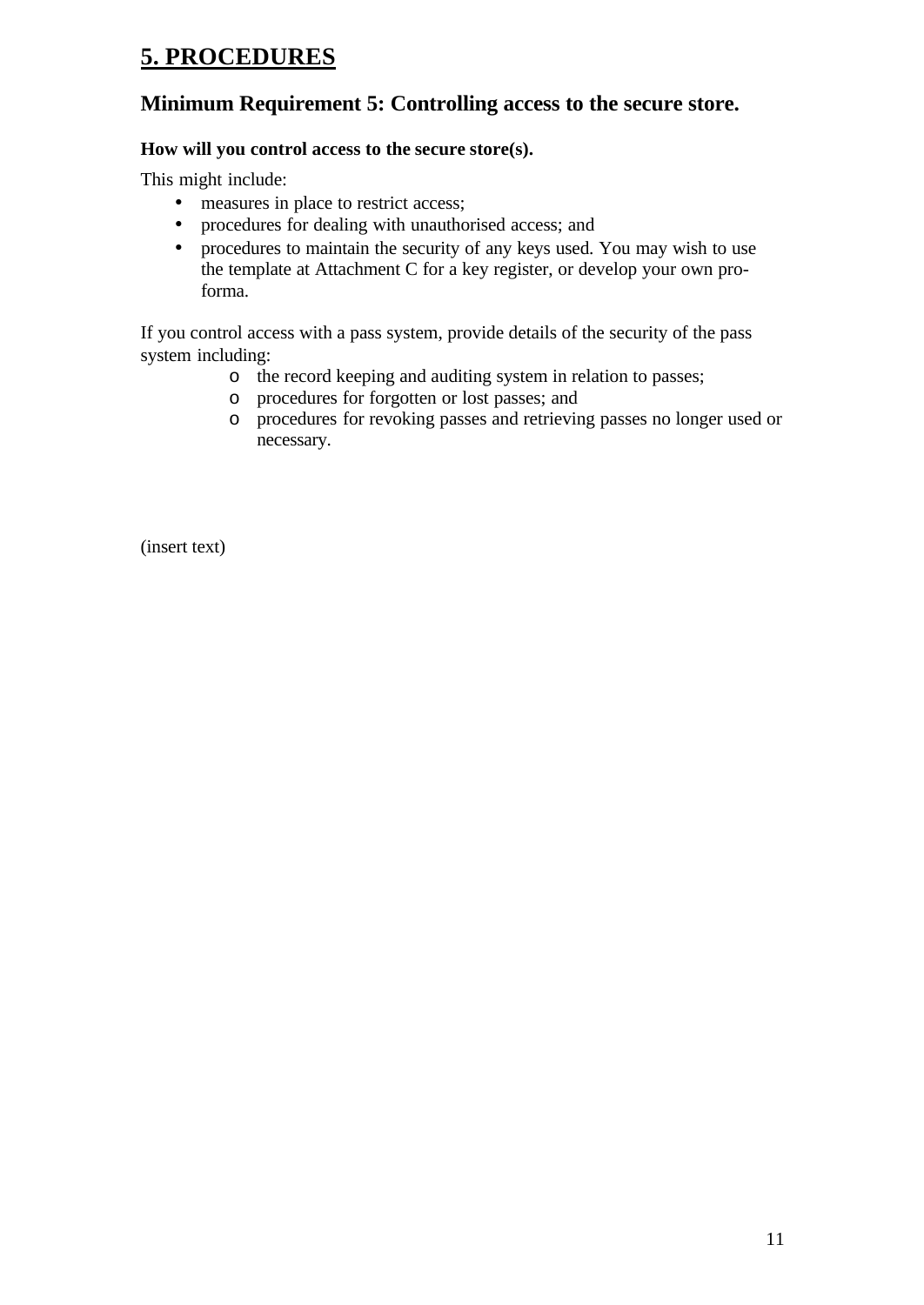# 5. PROCEDURES

## Minimum Requirement 5: Controlling access to the secure store.

**How will you control access to the secure store(s).**

This might include:

- measures in place to restrict access;
- procedures for dealing with unauthorised access; and
- procedures to maintain the security of any keys used. You may wish to use the template at Attachment C for a key register, or develop your own pro-forma.

If you control access with a pass system, provide details of the security of the pass system including:

- the record keeping and auditing system in relation to passes;
- procedures for forgotten or lost passes; and
- procedures for revoking passes and retrieving passes no longer used or necessary.

(insert text)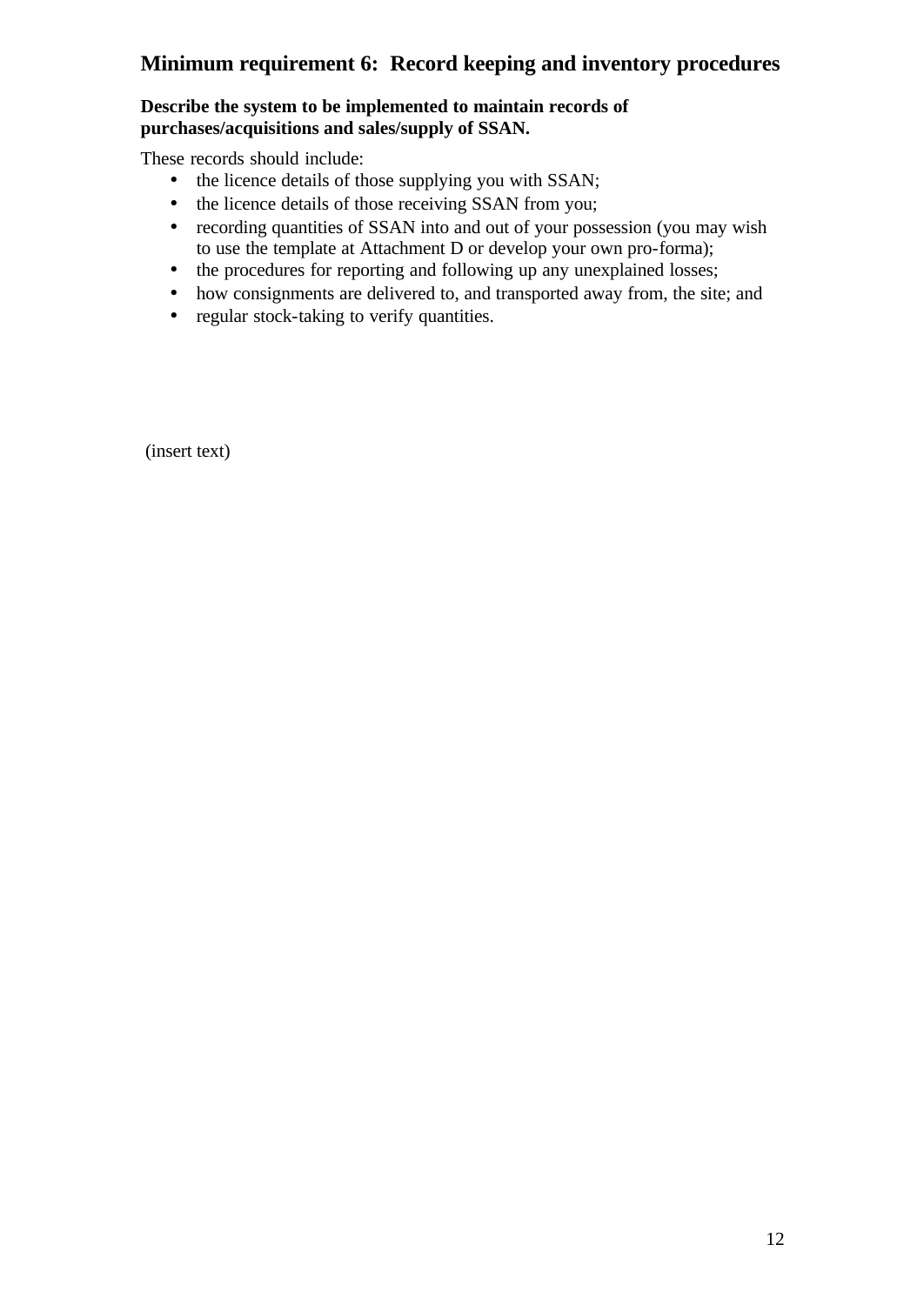## Minimum requirement 6: Record keeping and inventory procedures

**Describe the system to be implemented to maintain records of purchases/acquisitions and sales/supply of SSAN.**

These records should include:

- the licence details of those supplying you with SSAN;
- the licence details of those receiving SSAN from you;
- recording quantities of SSAN into and out of your possession (you may wish to use the template at Attachment D or develop your own pro-forma);
- the procedures for reporting and following up any unexplained losses;
- how consignments are delivered to, and transported away from, the site; and
- regular stock-taking to verify quantities.

(insert text)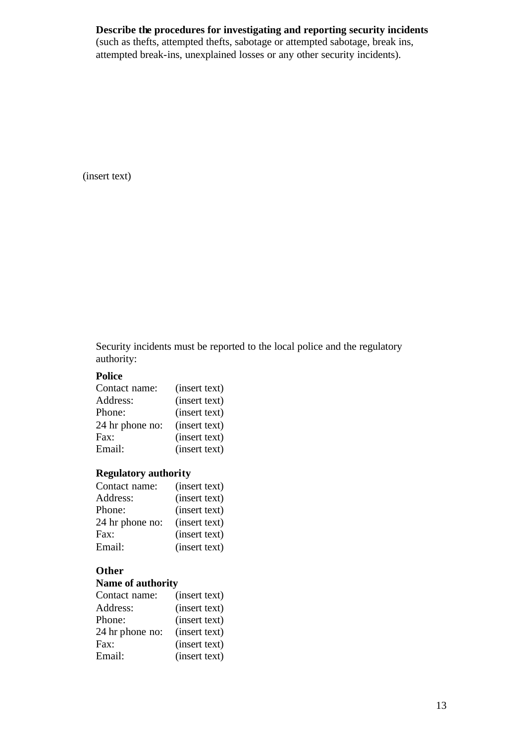**Describe the procedures for investigating and reporting security incidents** (such as thefts, attempted thefts, sabotage or attempted sabotage, break ins, attempted break-ins, unexplained losses or any other security incidents).

(insert text)

Security incidents must be reported to the local police and the regulatory authority:

**Police**

Contact name: (insert text)
Address: (insert text)
Phone: (insert text)
24 hr phone no: (insert text)
Fax: (insert text)
Email: (insert text)

**Regulatory authority**

Contact name: (insert text)
Address: (insert text)
Phone: (insert text)
24 hr phone no: (insert text)
Fax: (insert text)
Email: (insert text)

**Other**

**Name of authority**

Contact name: (insert text)
Address: (insert text)
Phone: (insert text)
24 hr phone no: (insert text)
Fax: (insert text)
Email: (insert text)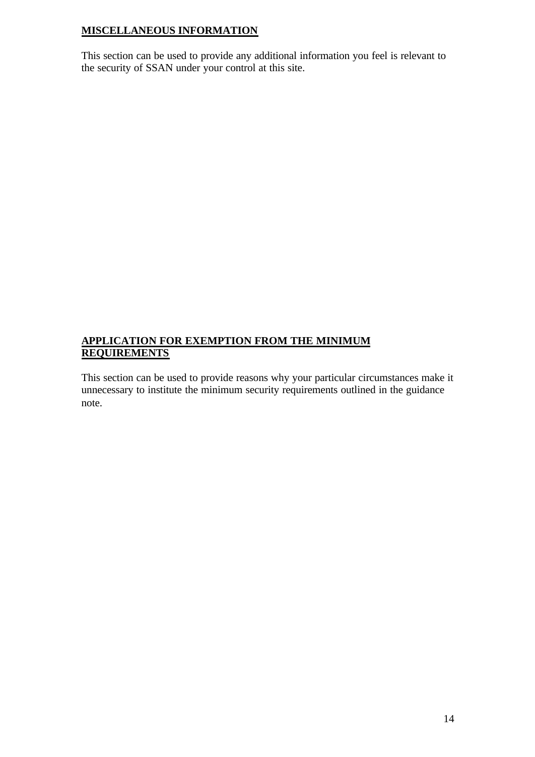## MISCELLANEOUS INFORMATION

This section can be used to provide any additional information you feel is relevant to the security of SSAN under your control at this site.

## APPLICATION FOR EXEMPTION FROM THE MINIMUM REQUIREMENTS

This section can be used to provide reasons why your particular circumstances make it unnecessary to institute the minimum security requirements outlined in the guidance note.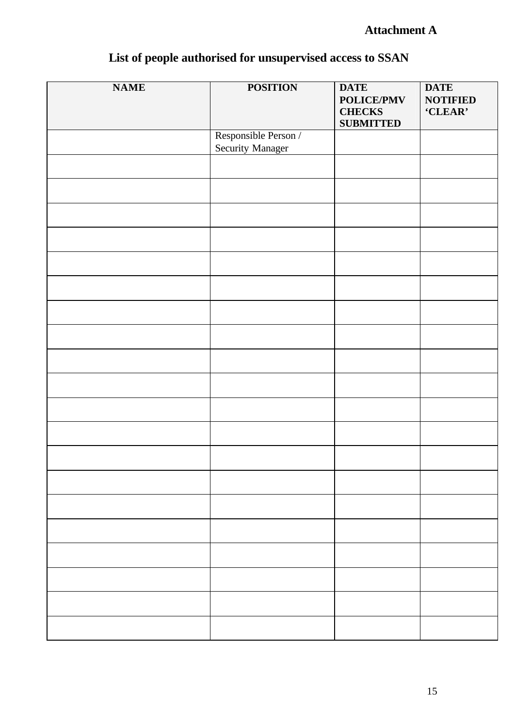**Attachment A**

## List of people authorised for unsupervised access to SSAN

| NAME | POSITION | DATE POLICE/PMV CHECKS SUBMITTED | DATE NOTIFIED 'CLEAR' |
|---|---|---|---|
| | Responsible Person / Security Manager | | |
| | | | |
| | | | |
| | | | |
| | | | |
| | | | |
| | | | |
| | | | |
| | | | |
| | | | |
| | | | |
| | | | |
| | | | |
| | | | |
| | | | |
| | | | |
| | | | |
| | | | |
| | | | |
| | | | |
| | | | |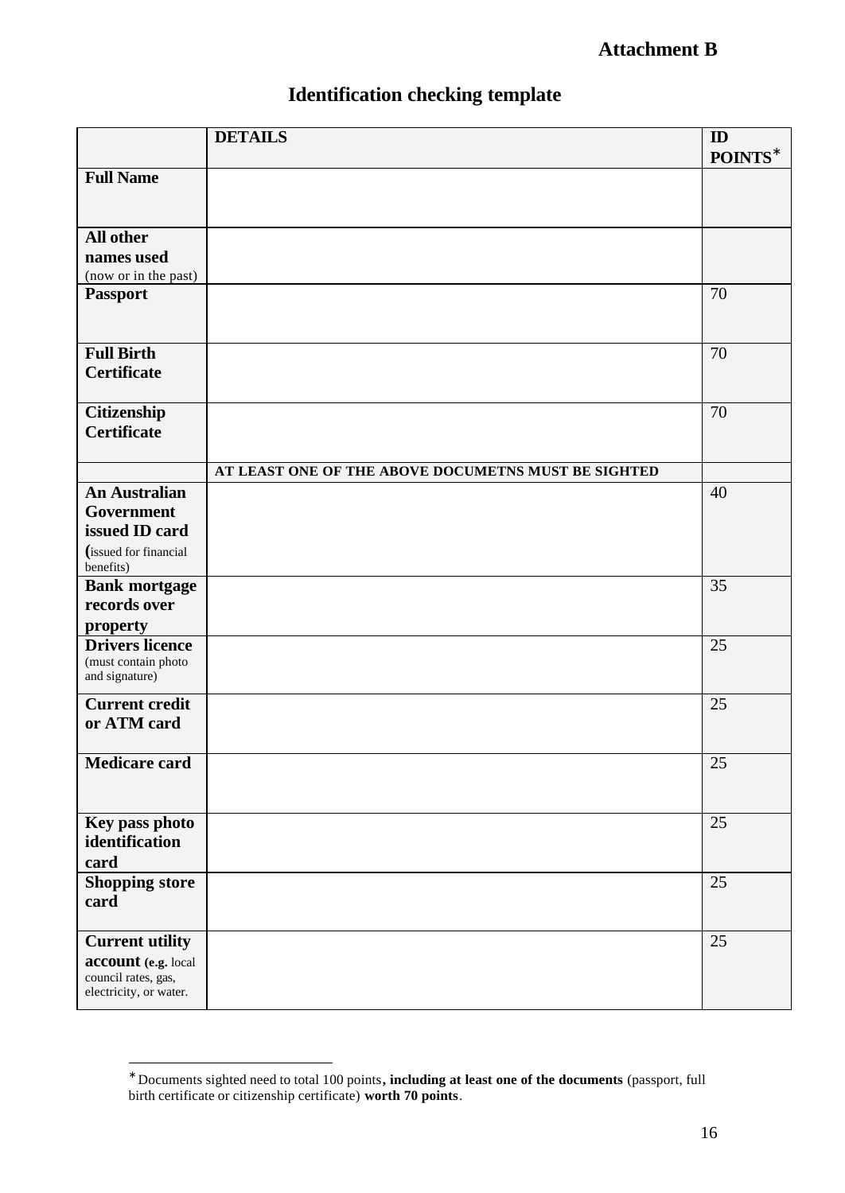**Attachment B**

# Identification checking template

| | DETAILS | ID POINTS* |
|---|---|---|
| **Full Name** | | |
| **All other names used** (now or in the past) | | |
| **Passport** | | 70 |
| **Full Birth Certificate** | | 70 |
| **Citizenship Certificate** | | 70 |
| | **AT LEAST ONE OF THE ABOVE DOCUMETNS MUST BE SIGHTED** | |
| **An Australian Government issued ID card** (issued for financial benefits) | | 40 |
| **Bank mortgage records over property** | | 35 |
| **Drivers licence** (must contain photo and signature) | | 25 |
| **Current credit or ATM card** | | 25 |
| **Medicare card** | | 25 |
| **Key pass photo identification card** | | 25 |
| **Shopping store card** | | 25 |
| **Current utility account** (e.g. local council rates, gas, electricity, or water. | | 25 |

* Documents sighted need to total 100 points**, including at least one of the documents** (passport, full birth certificate or citizenship certificate) **worth 70 points**.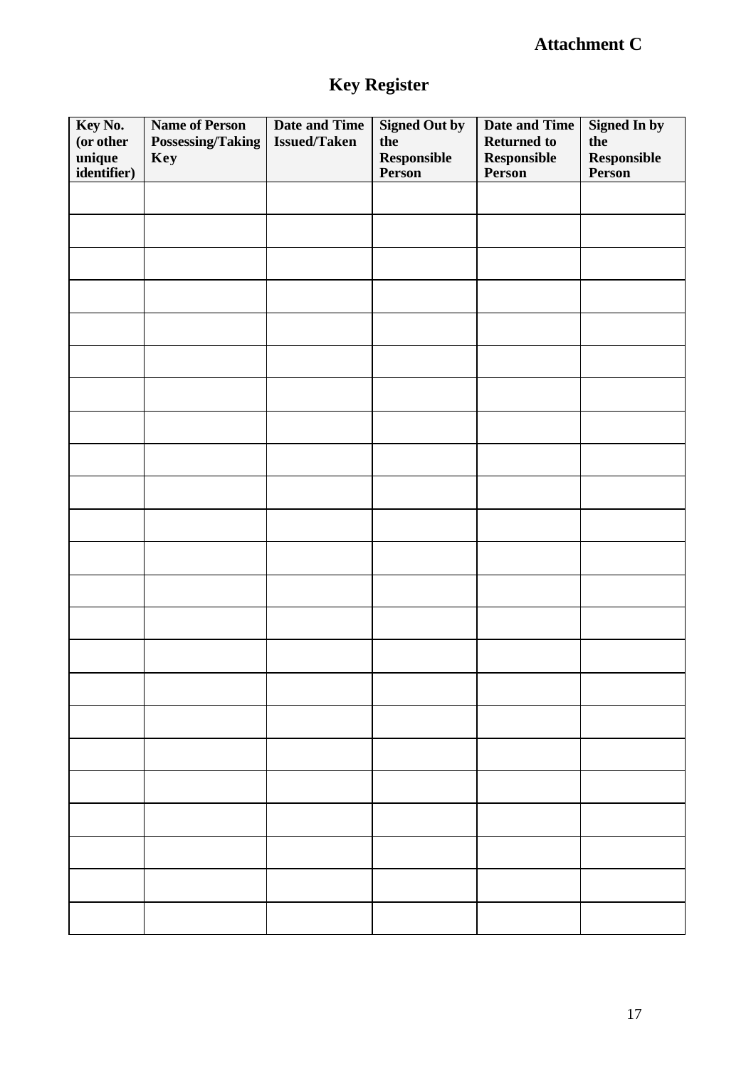**Attachment C**

# Key Register

| Key No. (or other unique identifier) | Name of Person Possessing/Taking Key | Date and Time Issued/Taken | Signed Out by the Responsible Person | Date and Time Returned to Responsible Person | Signed In by the Responsible Person |
|---|---|---|---|---|---|
| | | | | | |
| | | | | | |
| | | | | | |
| | | | | | |
| | | | | | |
| | | | | | |
| | | | | | |
| | | | | | |
| | | | | | |
| | | | | | |
| | | | | | |
| | | | | | |
| | | | | | |
| | | | | | |
| | | | | | |
| | | | | | |
| | | | | | |
| | | | | | |
| | | | | | |
| | | | | | |
| | | | | | |
| | | | | | |
| | | | | | |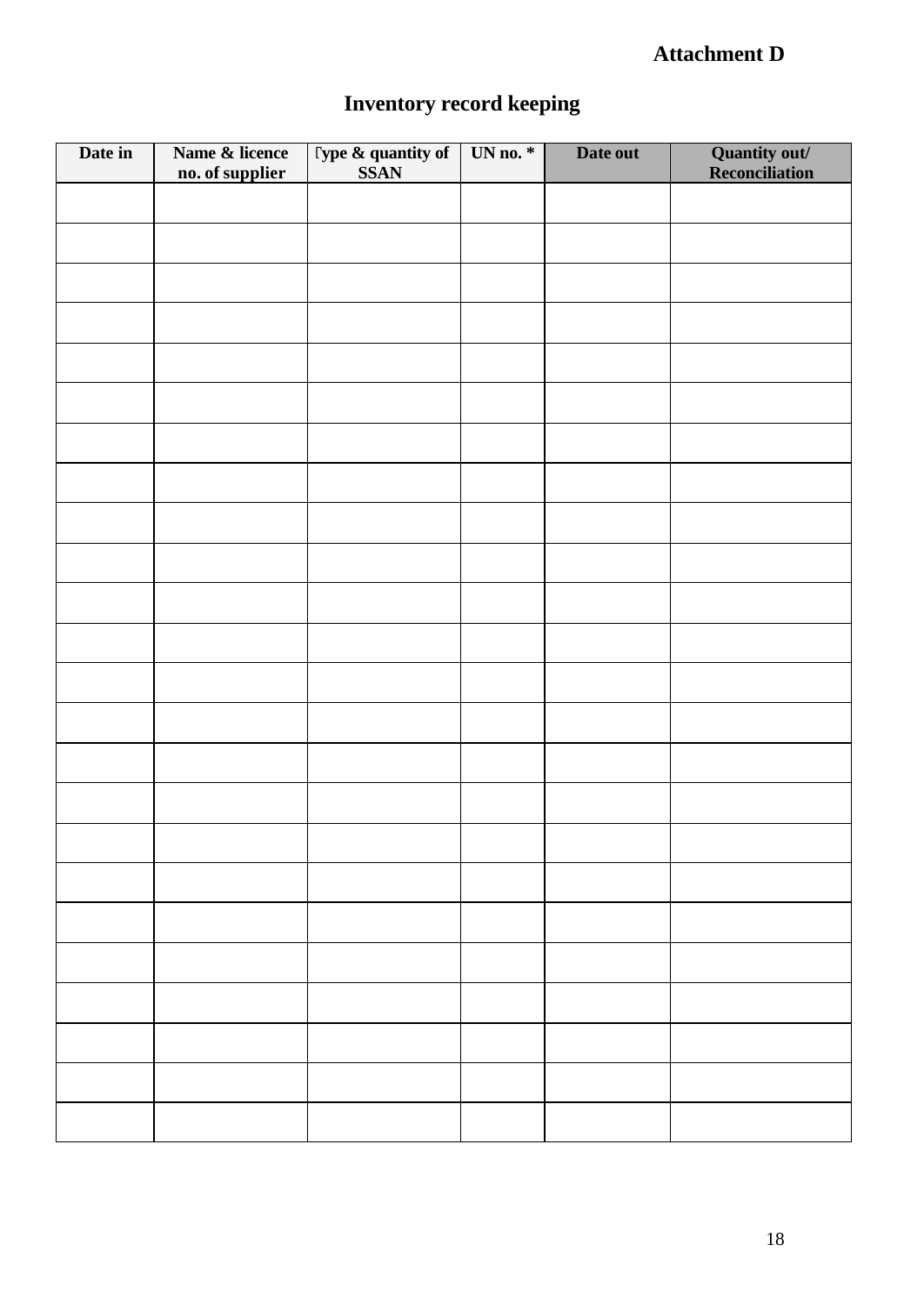**Attachment D**

# Inventory record keeping

| Date in | Name & licence no. of supplier | Type & quantity of SSAN | UN no. * | Date out | Quantity out/ Reconciliation |
|---|---|---|---|---|---|
| | | | | | |
| | | | | | |
| | | | | | |
| | | | | | |
| | | | | | |
| | | | | | |
| | | | | | |
| | | | | | |
| | | | | | |
| | | | | | |
| | | | | | |
| | | | | | |
| | | | | | |
| | | | | | |
| | | | | | |
| | | | | | |
| | | | | | |
| | | | | | |
| | | | | | |
| | | | | | |
| | | | | | |
| | | | | | |
| | | | | | |
| | | | | | |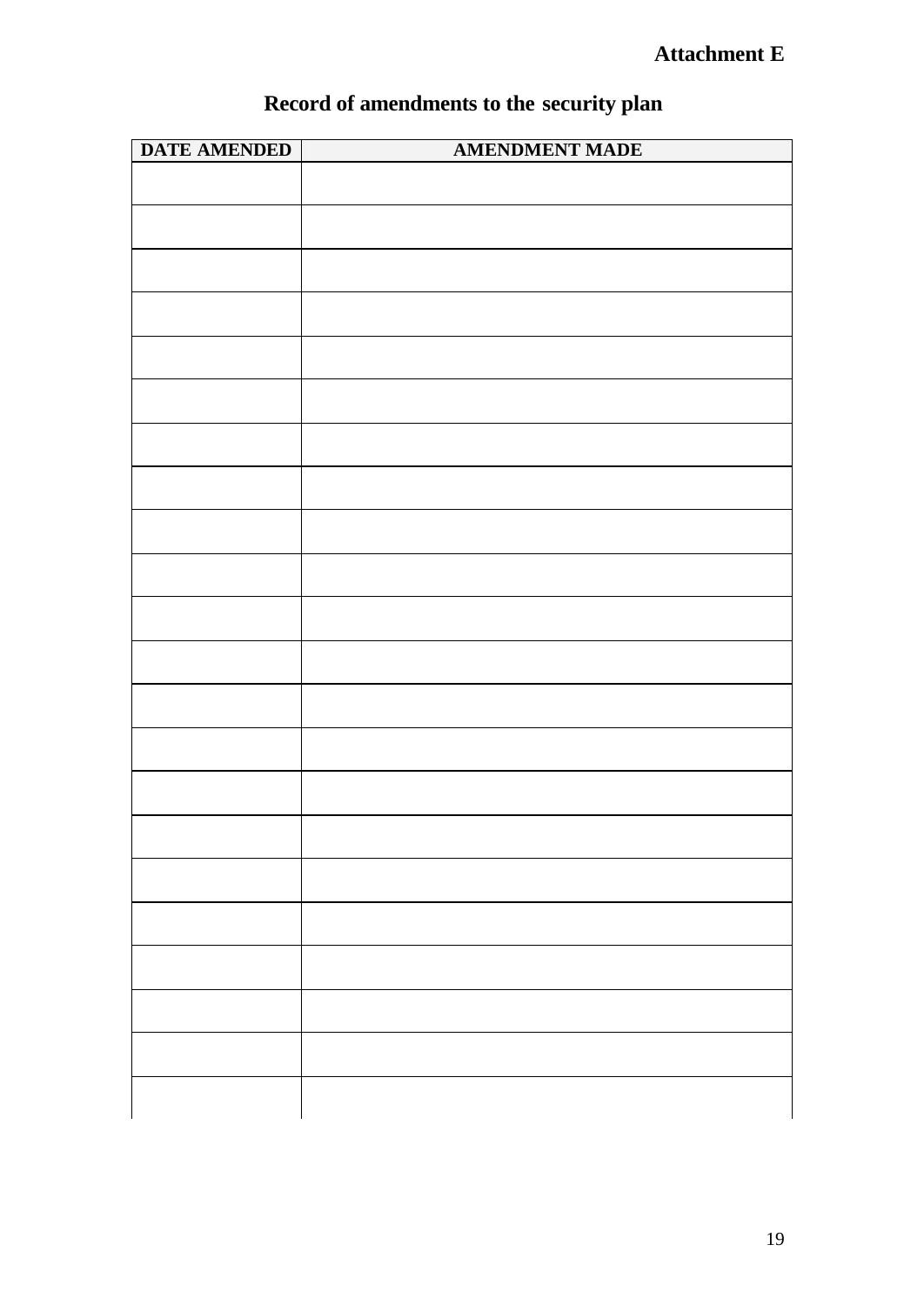**Attachment E**

# Record of amendments to the security plan

| DATE AMENDED | AMENDMENT MADE |
|---|---|
| | |
| | |
| | |
| | |
| | |
| | |
| | |
| | |
| | |
| | |
| | |
| | |
| | |
| | |
| | |
| | |
| | |
| | |
| | |
| | |
| | |
| | |